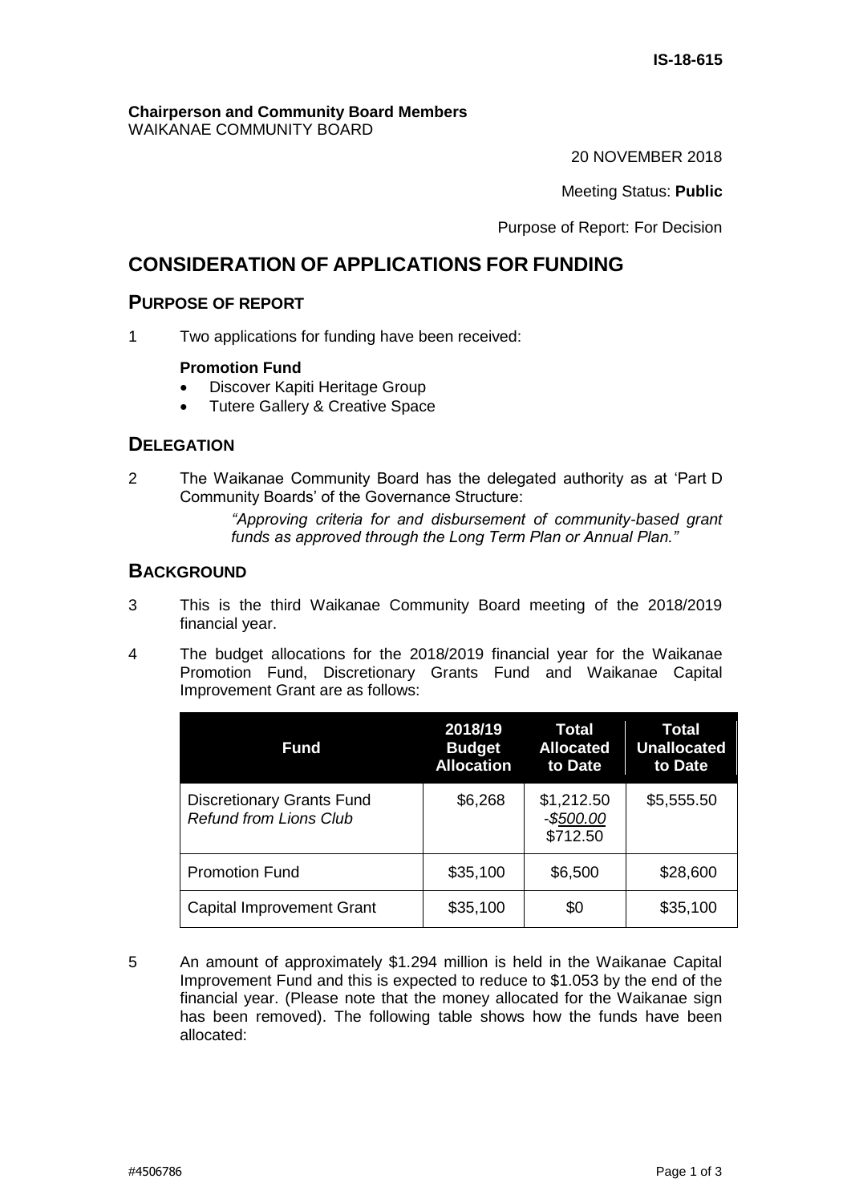**IS-18-615**

**Chairperson and Community Board Members**
WAIKANAE COMMUNITY BOARD

20 NOVEMBER 2018

Meeting Status: **Public**

Purpose of Report: For Decision

# CONSIDERATION OF APPLICATIONS FOR FUNDING

## PURPOSE OF REPORT

1 Two applications for funding have been received:

**Promotion Fund**

- Discover Kapiti Heritage Group
- Tutere Gallery & Creative Space

## DELEGATION

2 The Waikanae Community Board has the delegated authority as at 'Part D Community Boards' of the Governance Structure:

> *"Approving criteria for and disbursement of community-based grant funds as approved through the Long Term Plan or Annual Plan."*

## BACKGROUND

3 This is the third Waikanae Community Board meeting of the 2018/2019 financial year.

4 The budget allocations for the 2018/2019 financial year for the Waikanae Promotion Fund, Discretionary Grants Fund and Waikanae Capital Improvement Grant are as follows:

| Fund | 2018/19 Budget Allocation | Total Allocated to Date | Total Unallocated to Date |
|---|---|---|---|
| Discretionary Grants Fund<br>*Refund from Lions Club* | $6,268 | $1,212.50<br>*-$500.00*<br>$712.50 | $5,555.50 |
| Promotion Fund | $35,100 | $6,500 | $28,600 |
| Capital Improvement Grant | $35,100 | $0 | $35,100 |

5 An amount of approximately $1.294 million is held in the Waikanae Capital Improvement Fund and this is expected to reduce to $1.053 by the end of the financial year. (Please note that the money allocated for the Waikanae sign has been removed). The following table shows how the funds have been allocated: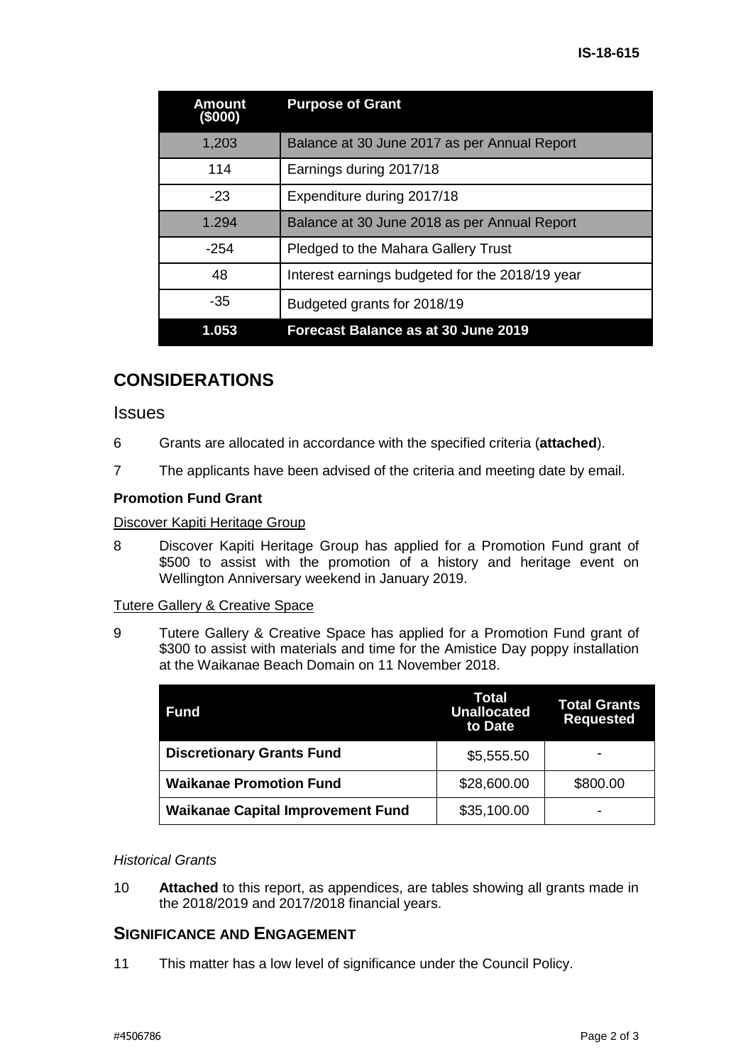| Amount ($000) | Purpose of Grant |
| --- | --- |
| 1,203 | Balance at 30 June 2017 as per Annual Report |
| 114 | Earnings during 2017/18 |
| -23 | Expenditure during 2017/18 |
| 1.294 | Balance at 30 June 2018 as per Annual Report |
| -254 | Pledged to the Mahara Gallery Trust |
| 48 | Interest earnings budgeted for the 2018/19 year |
| -35 | Budgeted grants for 2018/19 |
| **1.053** | **Forecast Balance as at 30 June 2019** |

## CONSIDERATIONS

### Issues

6 Grants are allocated in accordance with the specified criteria (**attached**).

7 The applicants have been advised of the criteria and meeting date by email.

**Promotion Fund Grant**

Discover Kapiti Heritage Group

8 Discover Kapiti Heritage Group has applied for a Promotion Fund grant of $500 to assist with the promotion of a history and heritage event on Wellington Anniversary weekend in January 2019.

Tutere Gallery & Creative Space

9 Tutere Gallery & Creative Space has applied for a Promotion Fund grant of $300 to assist with materials and time for the Amistice Day poppy installation at the Waikanae Beach Domain on 11 November 2018.

| Fund | Total Unallocated to Date | Total Grants Requested |
| --- | --- | --- |
| **Discretionary Grants Fund** | $5,555.50 | - |
| **Waikanae Promotion Fund** | $28,600.00 | $800.00 |
| **Waikanae Capital Improvement Fund** | $35,100.00 | - |

*Historical Grants*

10 **Attached** to this report, as appendices, are tables showing all grants made in the 2018/2019 and 2017/2018 financial years.

## SIGNIFICANCE AND ENGAGEMENT

11 This matter has a low level of significance under the Council Policy.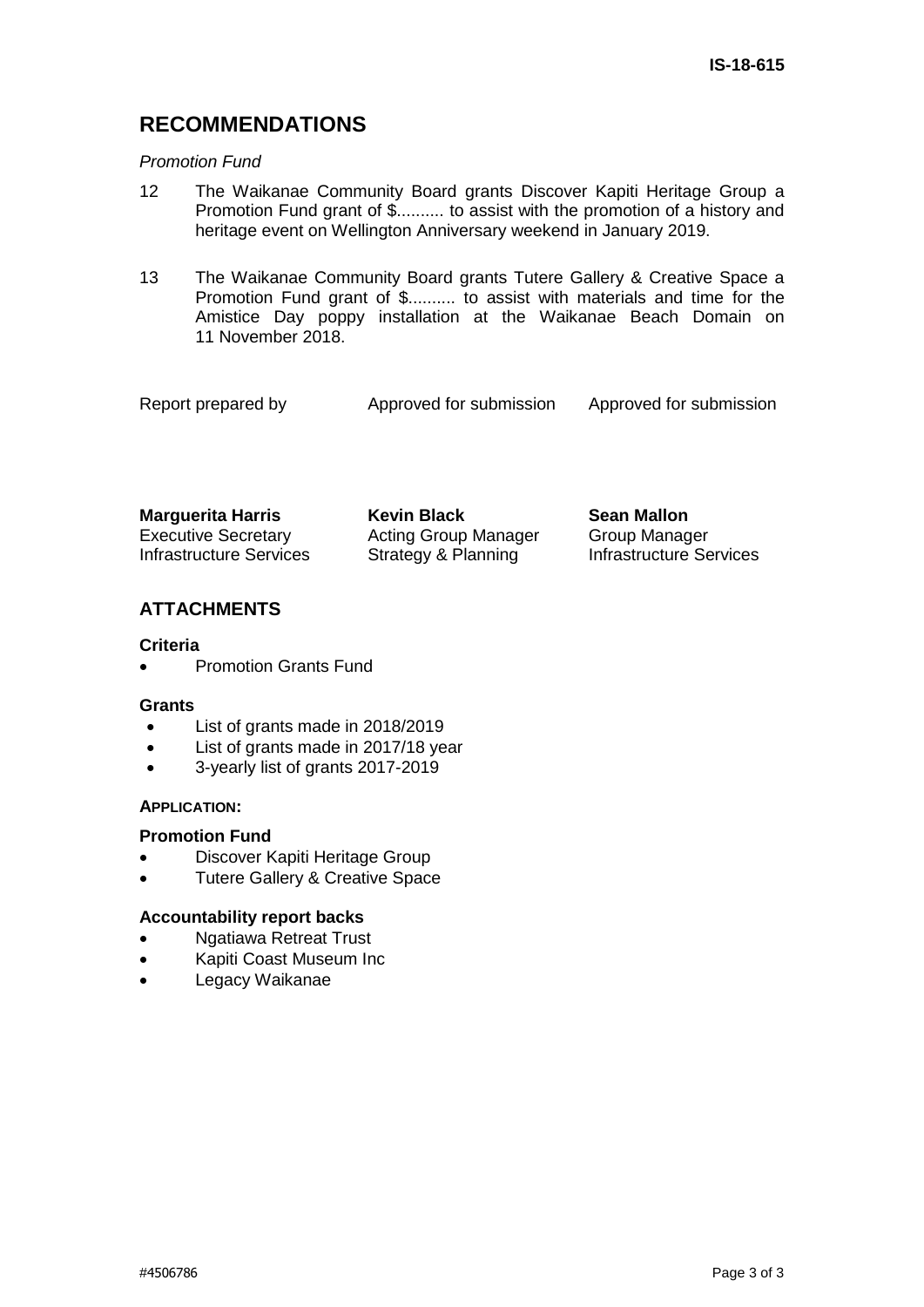## RECOMMENDATIONS

*Promotion Fund*

12 The Waikanae Community Board grants Discover Kapiti Heritage Group a Promotion Fund grant of $.......... to assist with the promotion of a history and heritage event on Wellington Anniversary weekend in January 2019.

13 The Waikanae Community Board grants Tutere Gallery & Creative Space a Promotion Fund grant of $.......... to assist with materials and time for the Amistice Day poppy installation at the Waikanae Beach Domain on 11 November 2018.

| Report prepared by | Approved for submission | Approved for submission |
|---|---|---|
| | | |
| **Marguerita Harris** | **Kevin Black** | **Sean Mallon** |
| Executive Secretary | Acting Group Manager | Group Manager |
| Infrastructure Services | Strategy & Planning | Infrastructure Services |

## ATTACHMENTS

**Criteria**

- Promotion Grants Fund

**Grants**

- List of grants made in 2018/2019
- List of grants made in 2017/18 year
- 3-yearly list of grants 2017-2019

**APPLICATION:**

**Promotion Fund**

- Discover Kapiti Heritage Group
- Tutere Gallery & Creative Space

**Accountability report backs**

- Ngatiawa Retreat Trust
- Kapiti Coast Museum Inc
- Legacy Waikanae